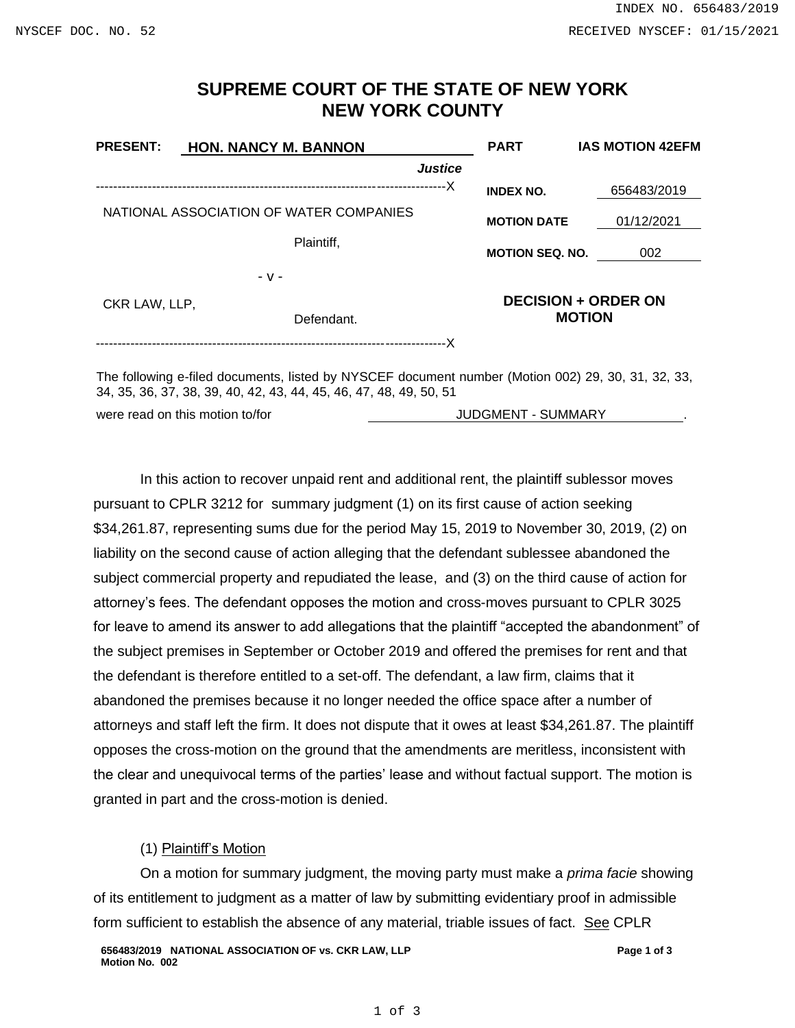# SUPREME COURT OF THE STATE OF NEW YORK
# NEW YORK COUNTY

| PRESENT: HON. NANCY M. BANNON, *Justice* | PART | IAS MOTION 42EFM |
|---|---|---|
| NATIONAL ASSOCIATION OF WATER COMPANIES, Plaintiff, | INDEX NO. | 656483/2019 |
| - v - | MOTION DATE | 01/12/2021 |
| CKR LAW, LLP, Defendant. | MOTION SEQ. NO. | 002 |

**DECISION + ORDER ON MOTION**

The following e-filed documents, listed by NYSCEF document number (Motion 002) 29, 30, 31, 32, 33, 34, 35, 36, 37, 38, 39, 40, 42, 43, 44, 45, 46, 47, 48, 49, 50, 51

were read on this motion to/for JUDGMENT - SUMMARY.

In this action to recover unpaid rent and additional rent, the plaintiff sublessor moves pursuant to CPLR 3212 for summary judgment (1) on its first cause of action seeking $34,261.87, representing sums due for the period May 15, 2019 to November 30, 2019, (2) on liability on the second cause of action alleging that the defendant sublessee abandoned the subject commercial property and repudiated the lease, and (3) on the third cause of action for attorney's fees. The defendant opposes the motion and cross-moves pursuant to CPLR 3025 for leave to amend its answer to add allegations that the plaintiff "accepted the abandonment" of the subject premises in September or October 2019 and offered the premises for rent and that the defendant is therefore entitled to a set-off. The defendant, a law firm, claims that it abandoned the premises because it no longer needed the office space after a number of attorneys and staff left the firm. It does not dispute that it owes at least $34,261.87. The plaintiff opposes the cross-motion on the ground that the amendments are meritless, inconsistent with the clear and unequivocal terms of the parties' lease and without factual support. The motion is granted in part and the cross-motion is denied.

(1) Plaintiff's Motion

On a motion for summary judgment, the moving party must make a *prima facie* showing of its entitlement to judgment as a matter of law by submitting evidentiary proof in admissible form sufficient to establish the absence of any material, triable issues of fact. See CPLR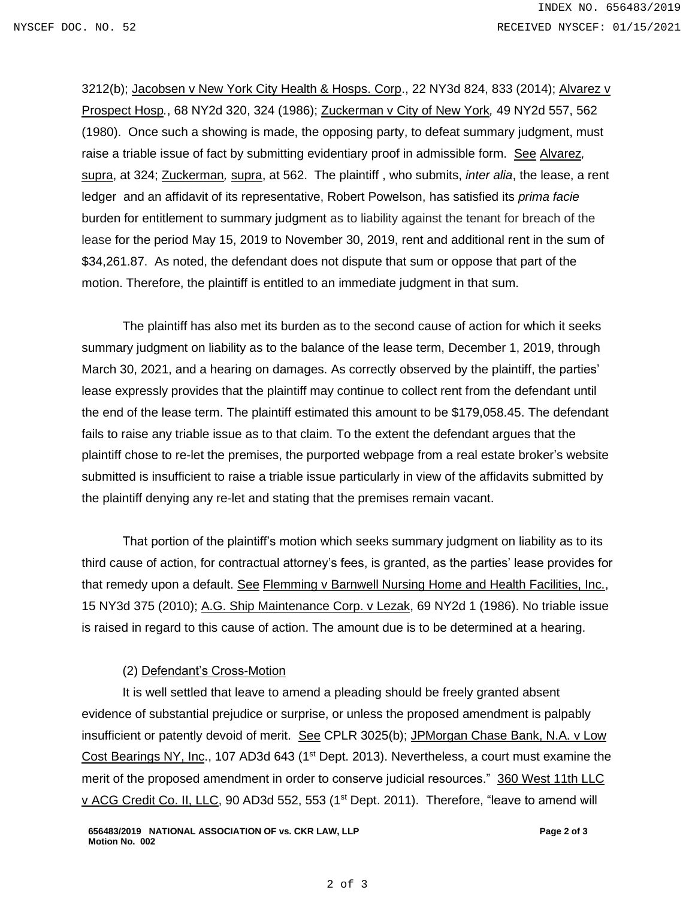3212(b); Jacobsen v New York City Health & Hosps. Corp., 22 NY3d 824, 833 (2014); Alvarez v Prospect Hosp., 68 NY2d 320, 324 (1986); Zuckerman v City of New York, 49 NY2d 557, 562 (1980). Once such a showing is made, the opposing party, to defeat summary judgment, must raise a triable issue of fact by submitting evidentiary proof in admissible form. See Alvarez, supra, at 324; Zuckerman, supra, at 562. The plaintiff , who submits, *inter alia*, the lease, a rent ledger and an affidavit of its representative, Robert Powelson, has satisfied its *prima facie* burden for entitlement to summary judgment as to liability against the tenant for breach of the lease for the period May 15, 2019 to November 30, 2019, rent and additional rent in the sum of $34,261.87. As noted, the defendant does not dispute that sum or oppose that part of the motion. Therefore, the plaintiff is entitled to an immediate judgment in that sum.

The plaintiff has also met its burden as to the second cause of action for which it seeks summary judgment on liability as to the balance of the lease term, December 1, 2019, through March 30, 2021, and a hearing on damages. As correctly observed by the plaintiff, the parties' lease expressly provides that the plaintiff may continue to collect rent from the defendant until the end of the lease term. The plaintiff estimated this amount to be $179,058.45. The defendant fails to raise any triable issue as to that claim. To the extent the defendant argues that the plaintiff chose to re-let the premises, the purported webpage from a real estate broker's website submitted is insufficient to raise a triable issue particularly in view of the affidavits submitted by the plaintiff denying any re-let and stating that the premises remain vacant.

That portion of the plaintiff's motion which seeks summary judgment on liability as to its third cause of action, for contractual attorney's fees, is granted, as the parties' lease provides for that remedy upon a default. See Flemming v Barnwell Nursing Home and Health Facilities, Inc., 15 NY3d 375 (2010); A.G. Ship Maintenance Corp. v Lezak, 69 NY2d 1 (1986). No triable issue is raised in regard to this cause of action. The amount due is to be determined at a hearing.

(2) Defendant's Cross-Motion

It is well settled that leave to amend a pleading should be freely granted absent evidence of substantial prejudice or surprise, or unless the proposed amendment is palpably insufficient or patently devoid of merit. See CPLR 3025(b); JPMorgan Chase Bank, N.A. v Low Cost Bearings NY, Inc., 107 AD3d 643 (1st Dept. 2013). Nevertheless, a court must examine the merit of the proposed amendment in order to conserve judicial resources." 360 West 11th LLC v ACG Credit Co. II, LLC, 90 AD3d 552, 553 (1st Dept. 2011). Therefore, "leave to amend will

**656483/2019 NATIONAL ASSOCIATION OF vs. CKR LAW, LLP**
**Motion No. 002**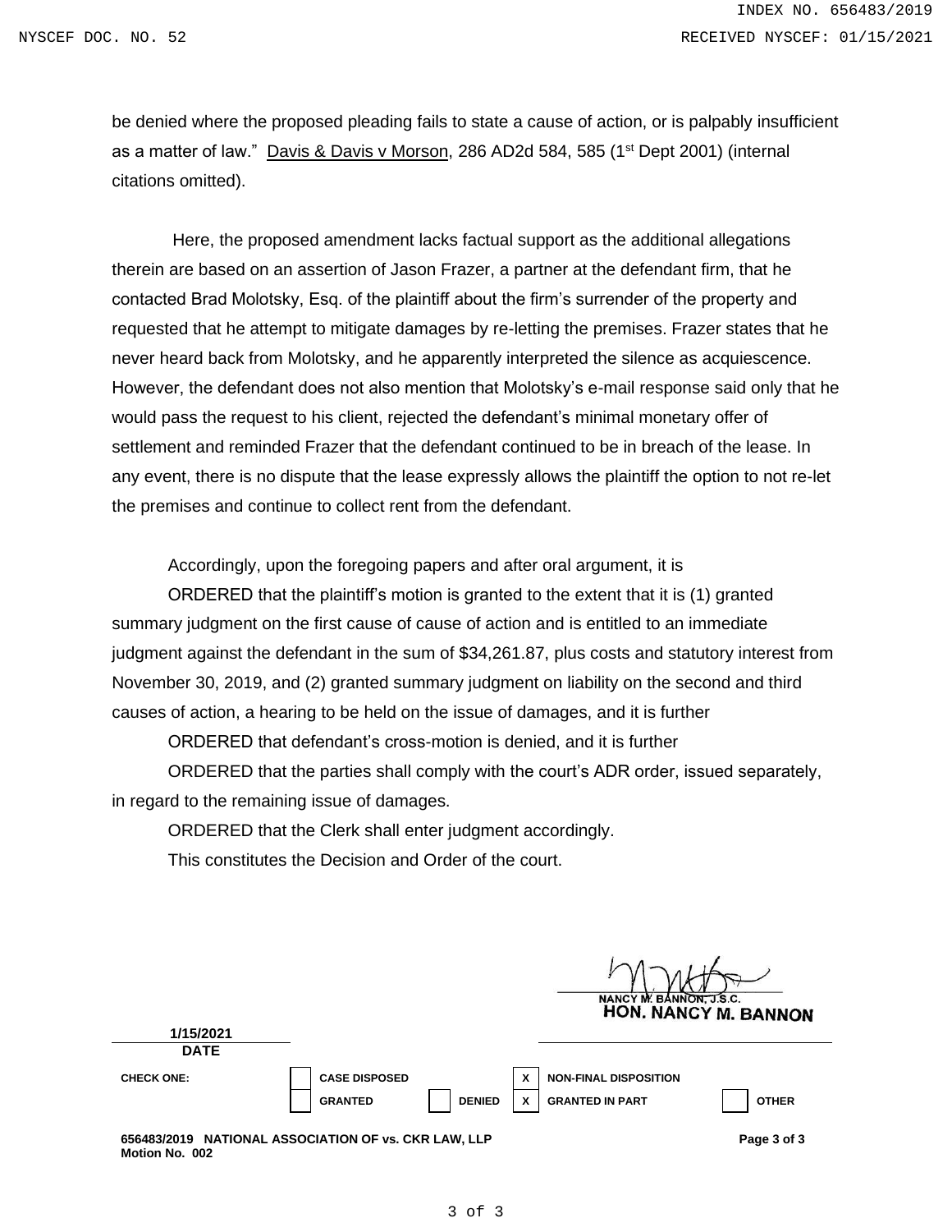be denied where the proposed pleading fails to state a cause of action, or is palpably insufficient as a matter of law." Davis & Davis v Morson, 286 AD2d 584, 585 (1st Dept 2001) (internal citations omitted).

Here, the proposed amendment lacks factual support as the additional allegations therein are based on an assertion of Jason Frazer, a partner at the defendant firm, that he contacted Brad Molotsky, Esq. of the plaintiff about the firm's surrender of the property and requested that he attempt to mitigate damages by re-letting the premises. Frazer states that he never heard back from Molotsky, and he apparently interpreted the silence as acquiescence. However, the defendant does not also mention that Molotsky's e-mail response said only that he would pass the request to his client, rejected the defendant's minimal monetary offer of settlement and reminded Frazer that the defendant continued to be in breach of the lease. In any event, there is no dispute that the lease expressly allows the plaintiff the option to not re-let the premises and continue to collect rent from the defendant.

Accordingly, upon the foregoing papers and after oral argument, it is

ORDERED that the plaintiff's motion is granted to the extent that it is (1) granted summary judgment on the first cause of cause of action and is entitled to an immediate judgment against the defendant in the sum of $34,261.87, plus costs and statutory interest from November 30, 2019, and (2) granted summary judgment on liability on the second and third causes of action, a hearing to be held on the issue of damages, and it is further

ORDERED that defendant's cross-motion is denied, and it is further

ORDERED that the parties shall comply with the court's ADR order, issued separately, in regard to the remaining issue of damages.

ORDERED that the Clerk shall enter judgment accordingly.

This constitutes the Decision and Order of the court.

NANCY M. BANNON, J.S.C.
**HON. NANCY M. BANNON**

1/15/2021
**DATE**

| | | | | |
|---|---|---|---|---|
| **CHECK ONE:** | [ ] CASE DISPOSED | | [X] NON-FINAL DISPOSITION | |
| | [ ] GRANTED | [ ] DENIED | [X] GRANTED IN PART | [ ] OTHER |

**656483/2019 NATIONAL ASSOCIATION OF vs. CKR LAW, LLP**
**Motion No. 002**